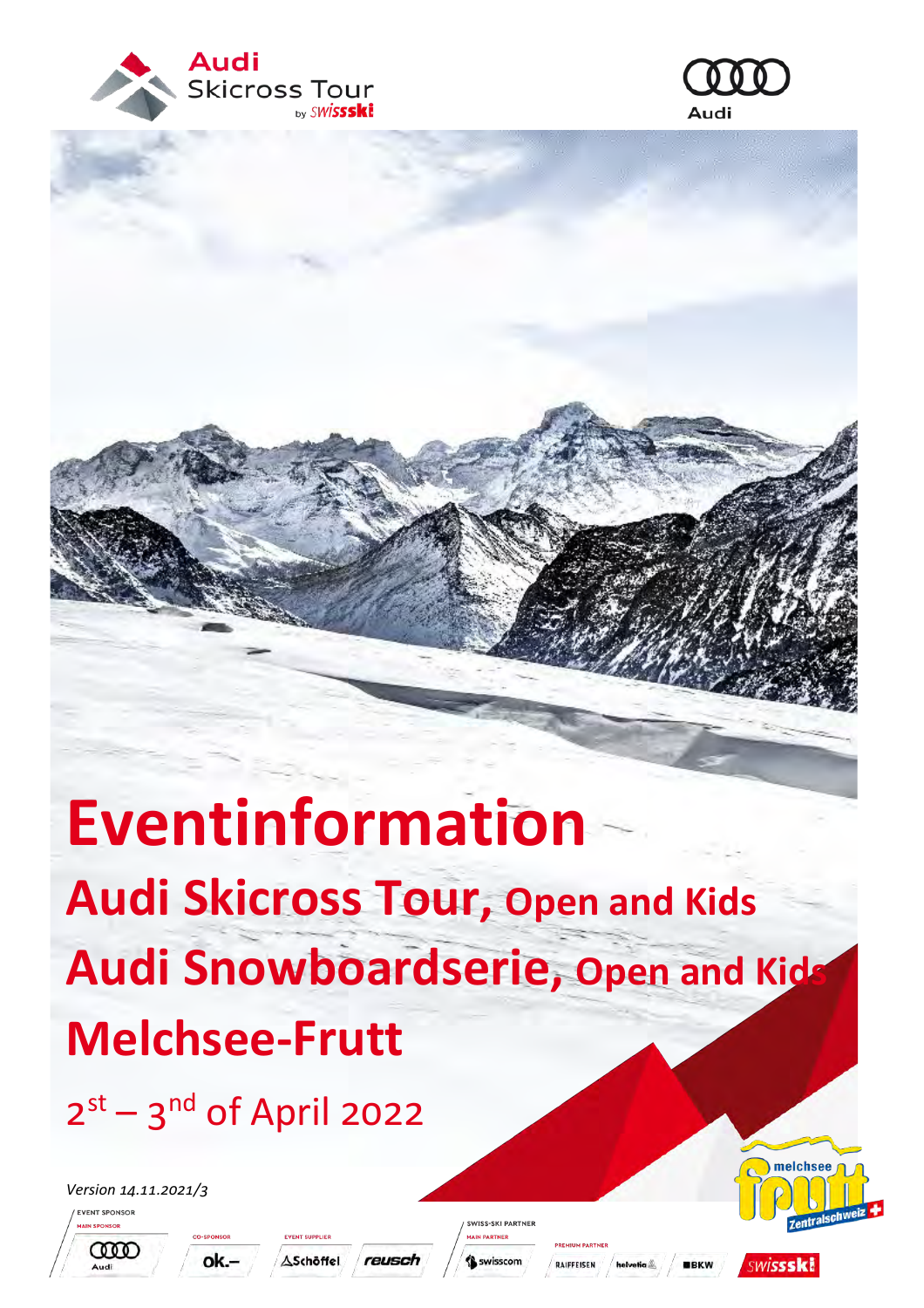# Eventinformation

## Audi Skicross Tour, Open and Kids

## Audi Snowboardserie, Open and Kids

## Melchsee-Frutt

2st – 3nd of April 2022

*Version 14.11.2021/3*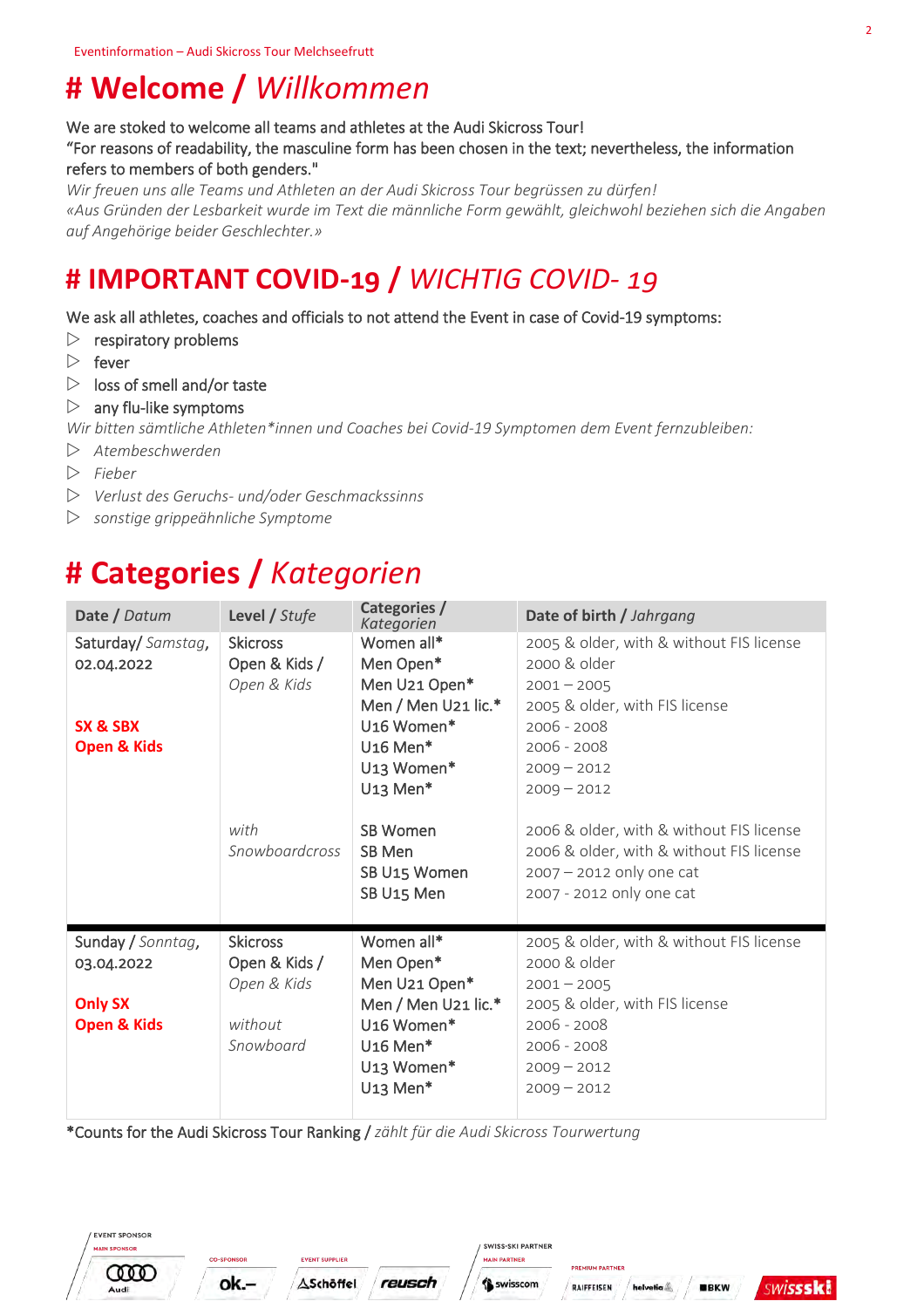# **# Welcome /** *Willkommen*

We are stoked to welcome all teams and athletes at the Audi Skicross Tour!
"For reasons of readability, the masculine form has been chosen in the text; nevertheless, the information refers to members of both genders."
*Wir freuen uns alle Teams und Athleten an der Audi Skicross Tour begrüssen zu dürfen!*
*«Aus Gründen der Lesbarkeit wurde im Text die männliche Form gewählt, gleichwohl beziehen sich die Angaben auf Angehörige beider Geschlechter.»*

# **# IMPORTANT COVID-19 /** *WICHTIG COVID- 19*

We ask all athletes, coaches and officials to not attend the Event in case of Covid-19 symptoms:

- respiratory problems
- fever
- loss of smell and/or taste
- any flu-like symptoms

*Wir bitten sämtliche Athleten*innen und Coaches bei Covid-19 Symptomen dem Event fernzubleiben:*

- *Atembeschwerden*
- *Fieber*
- *Verlust des Geruchs- und/oder Geschmackssinns*
- *sonstige grippeähnliche Symptome*

# **# Categories /** *Kategorien*

| **Date /** *Datum* | **Level /** *Stufe* | **Categories /** *Kategorien* | **Date of birth /** *Jahrgang* |
|---|---|---|---|
| Saturday/ *Samstag*, 02.04.2022 | Skicross Open & Kids / *Open & Kids* | Women all* | 2005 & older, with & without FIS license |
| | | Men Open* | 2000 & older |
| | | Men U21 Open* | 2001 – 2005 |
| | | Men / Men U21 lic.* | 2005 & older, with FIS license |
| **SX & SBX Open & Kids** | | U16 Women* | 2006 - 2008 |
| | | U16 Men* | 2006 - 2008 |
| | | U13 Women* | 2009 – 2012 |
| | | U13 Men* | 2009 – 2012 |
| | *with Snowboardcross* | SB Women | 2006 & older, with & without FIS license |
| | | SB Men | 2006 & older, with & without FIS license |
| | | SB U15 Women | 2007 – 2012 only one cat |
| | | SB U15 Men | 2007 - 2012 only one cat |
| Sunday / *Sonntag*, 03.04.2022 | Skicross Open & Kids / *Open & Kids* | Women all* | 2005 & older, with & without FIS license |
| | | Men Open* | 2000 & older |
| **Only SX Open & Kids** | | Men U21 Open* | 2001 – 2005 |
| | *without Snowboard* | Men / Men U21 lic.* | 2005 & older, with FIS license |
| | | U16 Women* | 2006 - 2008 |
| | | U16 Men* | 2006 - 2008 |
| | | U13 Women* | 2009 – 2012 |
| | | U13 Men* | 2009 – 2012 |

*Counts for the Audi Skicross Tour Ranking / *zählt für die Audi Skicross Tourwertung*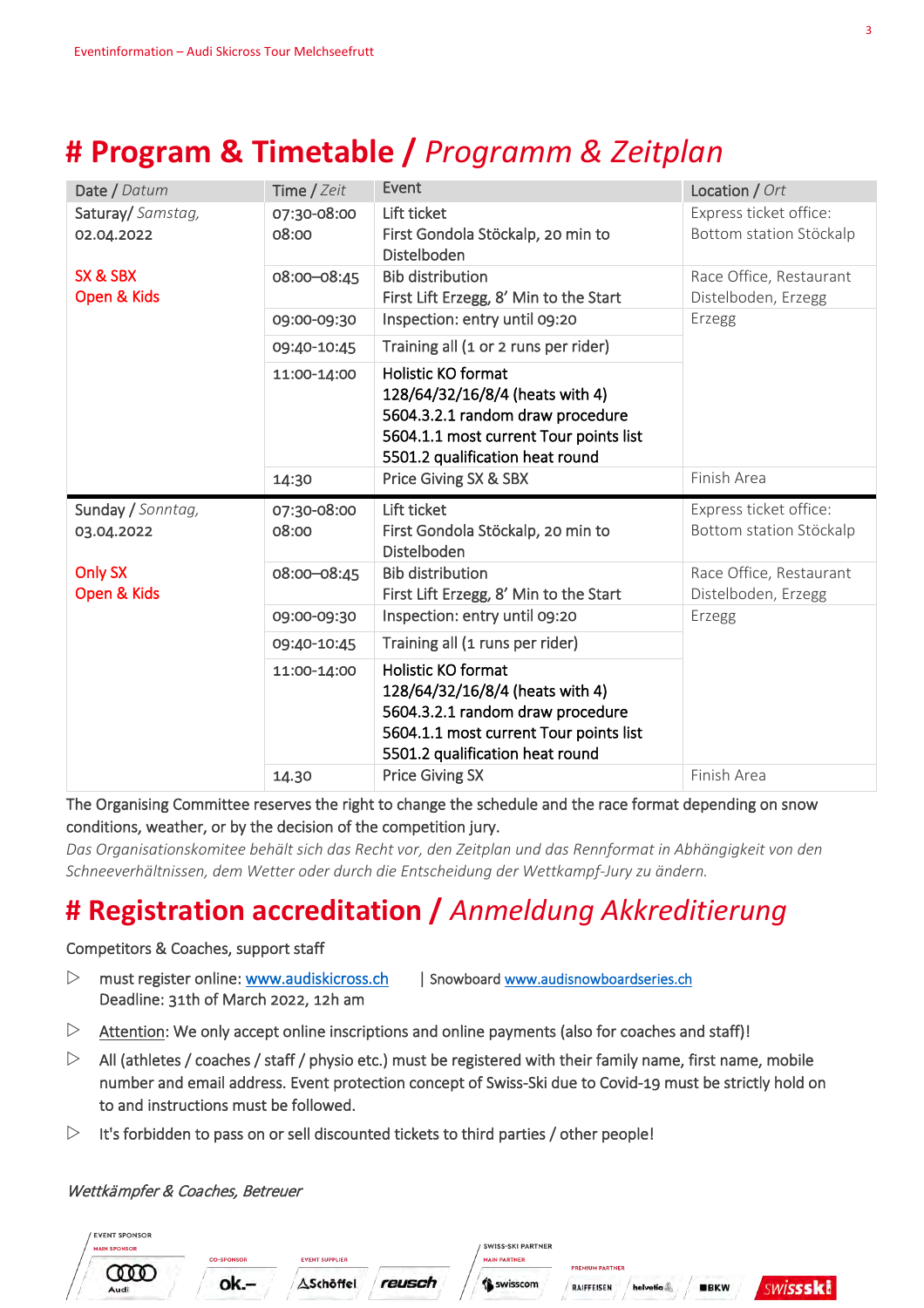# # Program & Timetable / *Programm & Zeitplan*

| Date / *Datum* | Time / *Zeit* | Event | Location / *Ort* |
|---|---|---|---|
| Saturay/ *Samstag,* 02.04.2022 | 07:30-08:00<br>08:00 | Lift ticket<br>First Gondola Stöckalp, 20 min to Distelboden | Express ticket office: Bottom station Stöckalp |
| SX & SBX<br>Open & Kids | 08:00–08:45 | Bib distribution<br>First Lift Erzegg, 8' Min to the Start | Race Office, Restaurant Distelboden, Erzegg |
| | 09:00-09:30 | Inspection: entry until 09:20 | Erzegg |
| | 09:40-10:45 | Training all (1 or 2 runs per rider) | |
| | 11:00-14:00 | Holistic KO format<br>128/64/32/16/8/4 (heats with 4)<br>5604.3.2.1 random draw procedure<br>5604.1.1 most current Tour points list<br>5501.2 qualification heat round | |
| | 14:30 | Price Giving SX & SBX | Finish Area |
| Sunday / *Sonntag,* 03.04.2022 | 07:30-08:00<br>08:00 | Lift ticket<br>First Gondola Stöckalp, 20 min to Distelboden | Express ticket office: Bottom station Stöckalp |
| Only SX<br>Open & Kids | 08:00–08:45 | Bib distribution<br>First Lift Erzegg, 8' Min to the Start | Race Office, Restaurant Distelboden, Erzegg |
| | 09:00-09:30 | Inspection: entry until 09:20 | Erzegg |
| | 09:40-10:45 | Training all (1 runs per rider) | |
| | 11:00-14:00 | Holistic KO format<br>128/64/32/16/8/4 (heats with 4)<br>5604.3.2.1 random draw procedure<br>5604.1.1 most current Tour points list<br>5501.2 qualification heat round | |
| | 14.30 | Price Giving SX | Finish Area |

The Organising Committee reserves the right to change the schedule and the race format depending on snow conditions, weather, or by the decision of the competition jury.

*Das Organisationskomitee behält sich das Recht vor, den Zeitplan und das Rennformat in Abhängigkeit von den Schneeverhältnissen, dem Wetter oder durch die Entscheidung der Wettkampf-Jury zu ändern.*

# # Registration accreditation / *Anmeldung Akkreditierung*

Competitors & Coaches, support staff

- must register online: www.audiskicross.ch | Snowboard www.audisnowboardseries.ch
  Deadline: 31th of March 2022, 12h am
- Attention: We only accept online inscriptions and online payments (also for coaches and staff)!
- All (athletes / coaches / staff / physio etc.) must be registered with their family name, first name, mobile number and email address. Event protection concept of Swiss-Ski due to Covid-19 must be strictly hold on to and instructions must be followed.
- It's forbidden to pass on or sell discounted tickets to third parties / other people!

*Wettkämpfer & Coaches, Betreuer*

EVENT SPONSOR – MAIN SPONSOR: Audi | CO-SPONSOR: ok.– | EVENT SUPPLIER: Schöffel, reusch | SWISS-SKI PARTNER – MAIN PARTNER: swisscom | PREMIUM PARTNER: RAIFFEISEN, helvetia, BKW | swissski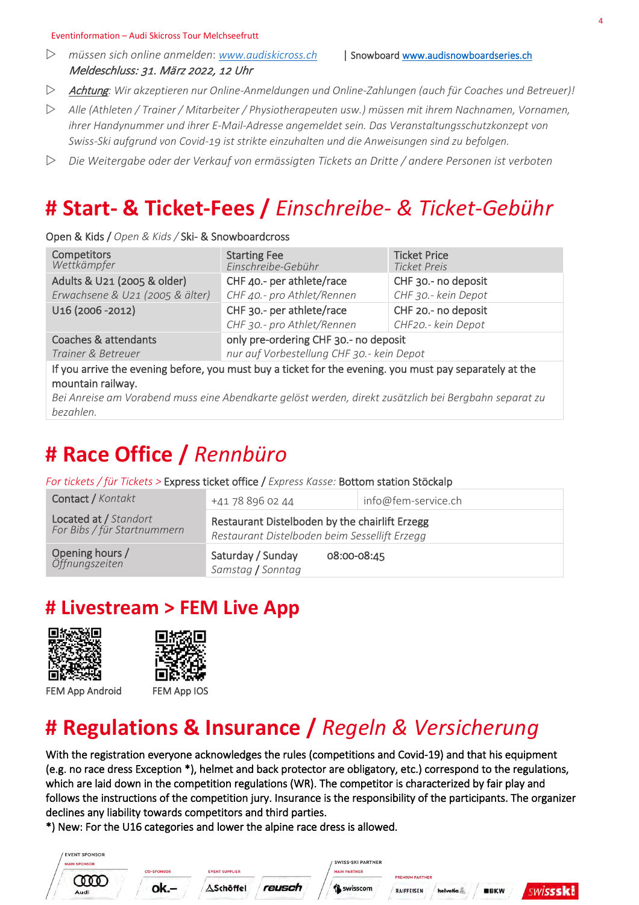- ▷ *müssen sich online anmelden: [www.audiskicross.ch](http://www.audiskicross.ch)* | Snowboard [www.audisnowboardseries.ch](http://www.audisnowboardseries.ch)
  ***Meldeschluss: 31. März 2022, 12 Uhr***
- ▷ ***Achtung****: Wir akzeptieren nur Online-Anmeldungen und Online-Zahlungen (auch für Coaches und Betreuer)!*
- ▷ *Alle (Athleten / Trainer / Mitarbeiter / Physiotherapeuten usw.) müssen mit ihrem Nachnamen, Vornamen, ihrer Handynummer und ihrer E-Mail-Adresse angemeldet sein. Das Veranstaltungsschutzkonzept von Swiss-Ski aufgrund von Covid-19 ist strikte einzuhalten und die Anweisungen sind zu befolgen.*
- ▷ *Die Weitergabe oder der Verkauf von ermässigten Tickets an Dritte / andere Personen ist verboten*

# # Start- & Ticket-Fees / *Einschreibe- & Ticket-Gebühr*

Open & Kids / *Open & Kids* / Ski- & Snowboardcross

| Competitors<br>*Wettkämpfer* | Starting Fee<br>*Einschreibe-Gebühr* | Ticket Price<br>*Ticket Preis* |
|---|---|---|
| Adults & U21 (2005 & older)<br>*Erwachsene & U21 (2005 & älter)* | CHF 40.- per athlete/race<br>*CHF 40.- pro Athlet/Rennen* | CHF 30.- no deposit<br>*CHF 30.- kein Depot* |
| U16 (2006 -2012) | CHF 30.- per athlete/race<br>*CHF 30.- pro Athlet/Rennen* | CHF 20.- no deposit<br>*CHF20.- kein Depot* |
| Coaches & attendants<br>*Trainer & Betreuer* | only pre-ordering CHF 30.- no deposit<br>*nur auf Vorbestellung CHF 30.- kein Depot* | |
| If you arrive the evening before, you must buy a ticket for the evening. you must pay separately at the mountain railway.<br>*Bei Anreise am Vorabend muss eine Abendkarte gelöst werden, direkt zusätzlich bei Bergbahn separat zu bezahlen.* | | |

# # Race Office / *Rennbüro*

*For tickets / für Tickets >* Express ticket office / *Express Kasse:* Bottom station Stöckalp

| Contact / *Kontakt* | +41 78 896 02 44 | info@fem-service.ch |
|---|---|---|
| Located at / *Standort*<br>*For Bibs / für Startnummern* | Restaurant Distelboden by the chairlift Erzegg<br>*Restaurant Distelboden beim Sessellift Erzegg* | |
| Opening hours / *Öffnungszeiten* | Saturday / Sunday<br>*Samstag / Sonntag* | 08:00-08:45 |

# # Livestream > FEM Live App

FEM App Android

FEM App IOS

# # Regulations & Insurance / *Regeln & Versicherung*

With the registration everyone acknowledges the rules (competitions and Covid-19) and that his equipment (e.g. no race dress Exception *), helmet and back protector are obligatory, etc.) correspond to the regulations, which are laid down in the competition regulations (WR). The competitor is characterized by fair play and follows the instructions of the competition jury. Insurance is the responsibility of the participants. The organizer declines any liability towards competitors and third parties.

*) New: For the U16 categories and lower the alpine race dress is allowed.

EVENT SPONSOR · MAIN SPONSOR: Audi · CO-SPONSOR: ok.– · EVENT SUPPLIER: Schöffel, reusch · SWISS-SKI PARTNER · MAIN PARTNER: swisscom · PREMIUM PARTNER: RAIFFEISEN, helvetia, BKW · swissski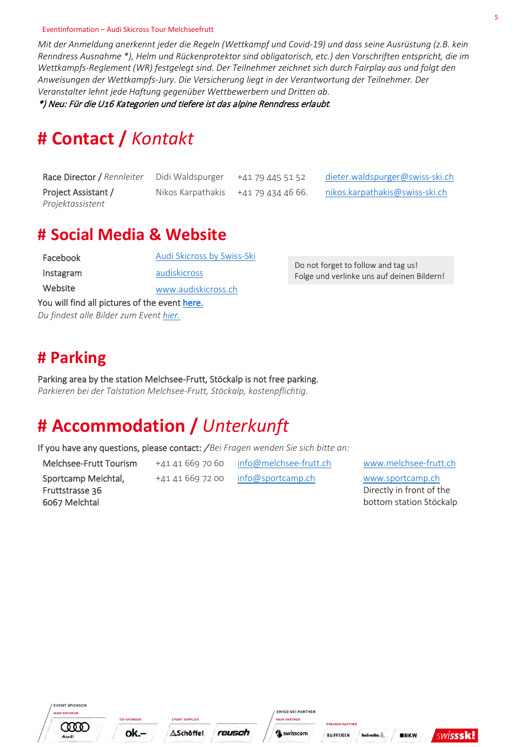*Mit der Anmeldung anerkennt jeder die Regeln (Wettkampf und Covid-19) und dass seine Ausrüstung (z.B. kein Renndress Ausnahme *), Helm und Rückenprotektor sind obligatorisch, etc.) den Vorschriften entspricht, die im Wettkampfs-Reglement (WR) festgelegt sind. Der Teilnehmer zeichnet sich durch Fairplay aus und folgt den Anweisungen der Wettkampfs-Jury. Die Versicherung liegt in der Verantwortung der Teilnehmer. Der Veranstalter lehnt jede Haftung gegenüber Wettbewerbern und Dritten ab.*

***) Neu: Für die U16 Kategorien und tiefere ist das alpine Renndress erlaubt.*

# # Contact / *Kontakt*

| | | | |
|---|---|---|---|
| Race Director / *Rennleiter* | Didi Waldspurger | +41 79 445 51 52 | dieter.waldspurger@swiss-ski.ch |
| Project Assistant / *Projektassistent* | Nikos Karpathakis | +41 79 434 46 66. | nikos.karpathakis@swiss-ski.ch |

# # Social Media & Website

| | |
|---|---|
| Facebook | Audi Skicross by Swiss-Ski |
| Instagram | audiskicross |
| Website | www.audiskicross.ch |

Do not forget to follow and tag us!
Folge und verlinke uns auf deinen Bildern!

You will find all pictures of the event here.
*Du findest alle Bilder zum Event hier.*

# # Parking

Parking area by the station Melchsee-Frutt, Stöckalp is not free parking.
*Parkieren bei der Talstation Melchsee-Frutt, Stöckalp, kostenpflichtig.*

# # Accommodation / *Unterkunft*

If you have any questions, please contact: /*Bei Fragen wenden Sie sich bitte an:*

| | | | |
|---|---|---|---|
| Melchsee-Frutt Tourism | +41 41 669 70 60 | info@melchsee-frutt.ch | www.melchsee-frutt.ch |
| Sportcamp Melchtal, Fruttstrasse 36 6067 Melchtal | +41 41 669 72 00 | info@sportcamp.ch | www.sportcamp.ch Directly in front of the bottom station Stöckalp |

EVENT SPONSOR – MAIN SPONSOR: Audi | CO-SPONSOR: ok.– | EVENT SUPPLIER: Schöffel, reusch | SWISS-SKI PARTNER – MAIN PARTNER: swisscom | PREMIUM PARTNER: RAIFFEISEN, helvetia, BKW | swissski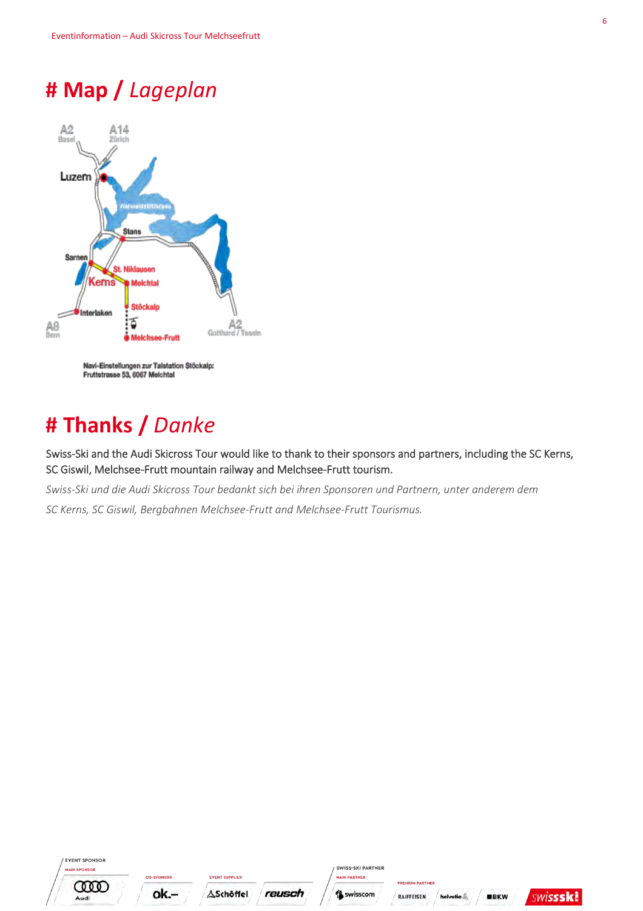# # Map / *Lageplan*

A2
Basel

A14
Zürich

Luzern

Vierwaldstättersee

Stans

Sarnen

St. Niklausen

Kerns

Melchtal

Stöckalp

Interlaken

A8
Bern

Melchsee-Frutt

A2
Gotthard / Tessin

Navi-Einstellungen zur Talstation Stöckalp:
Fruttstrasse 53, 6067 Melchtal

# # Thanks / *Danke*

Swiss-Ski and the Audi Skicross Tour would like to thank to their sponsors and partners, including the SC Kerns, SC Giswil, Melchsee-Frutt mountain railway and Melchsee-Frutt tourism.

*Swiss-Ski und die Audi Skicross Tour bedankt sich bei ihren Sponsoren und Partnern, unter anderem dem SC Kerns, SC Giswil, Bergbahnen Melchsee-Frutt and Melchsee-Frutt Tourismus.*

EVENT SPONSOR
MAIN SPONSOR
Audi

CO-SPONSOR
ok.–

EVENT SUPPLIER
Schöffel
reusch

SWISS-SKI PARTNER
MAIN PARTNER
swisscom

PREMIUM PARTNER
RAIFFEISEN
helvetia
BKW

swissski